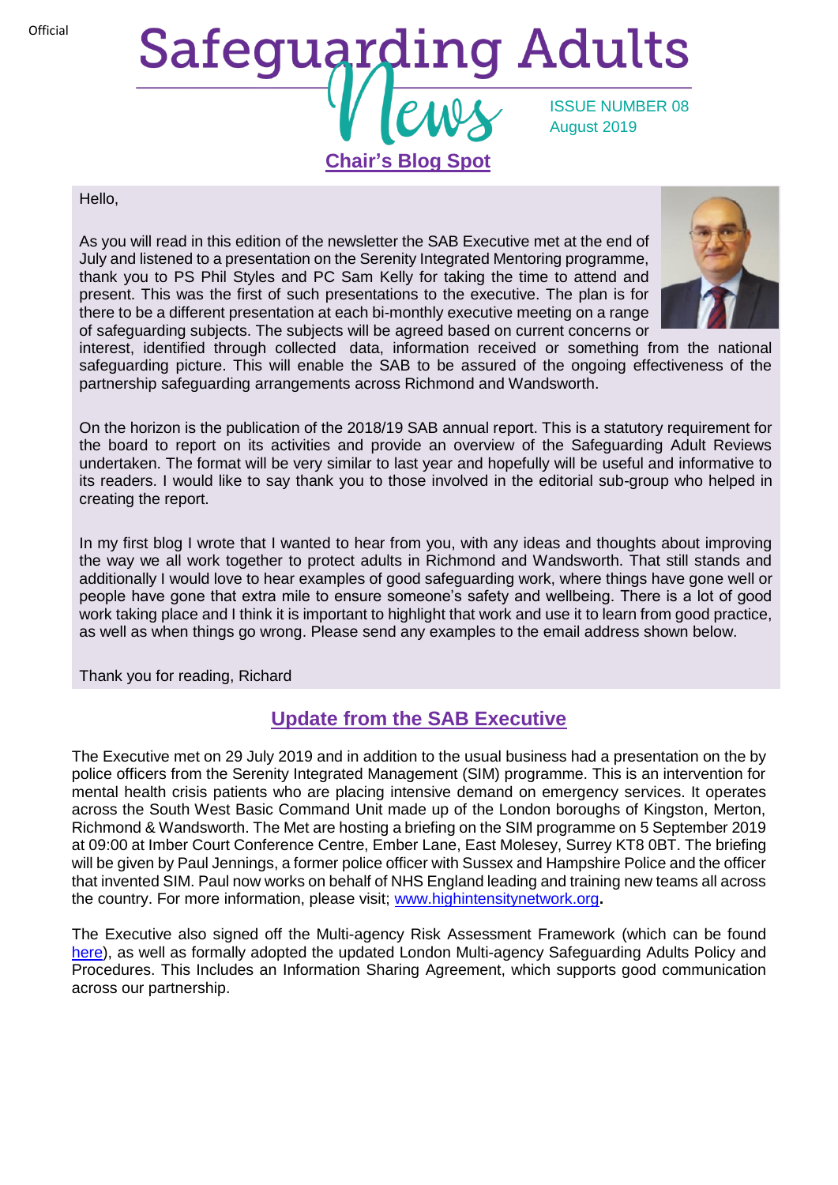Official

# Safeguarding Adults News

ISSUE NUMBER 08
August 2019

## Chair's Blog Spot

Hello,

As you will read in this edition of the newsletter the SAB Executive met at the end of July and listened to a presentation on the Serenity Integrated Mentoring programme, thank you to PS Phil Styles and PC Sam Kelly for taking the time to attend and present. This was the first of such presentations to the executive. The plan is for there to be a different presentation at each bi-monthly executive meeting on a range of safeguarding subjects. The subjects will be agreed based on current concerns or interest, identified through collected data, information received or something from the national safeguarding picture. This will enable the SAB to be assured of the ongoing effectiveness of the partnership safeguarding arrangements across Richmond and Wandsworth.

On the horizon is the publication of the 2018/19 SAB annual report. This is a statutory requirement for the board to report on its activities and provide an overview of the Safeguarding Adult Reviews undertaken. The format will be very similar to last year and hopefully will be useful and informative to its readers. I would like to say thank you to those involved in the editorial sub-group who helped in creating the report.

In my first blog I wrote that I wanted to hear from you, with any ideas and thoughts about improving the way we all work together to protect adults in Richmond and Wandsworth. That still stands and additionally I would love to hear examples of good safeguarding work, where things have gone well or people have gone that extra mile to ensure someone's safety and wellbeing. There is a lot of good work taking place and I think it is important to highlight that work and use it to learn from good practice, as well as when things go wrong. Please send any examples to the email address shown below.

Thank you for reading, Richard

## Update from the SAB Executive

The Executive met on 29 July 2019 and in addition to the usual business had a presentation on the by police officers from the Serenity Integrated Management (SIM) programme. This is an intervention for mental health crisis patients who are placing intensive demand on emergency services. It operates across the South West Basic Command Unit made up of the London boroughs of Kingston, Merton, Richmond & Wandsworth. The Met are hosting a briefing on the SIM programme on 5 September 2019 at 09:00 at Imber Court Conference Centre, Ember Lane, East Molesey, Surrey KT8 0BT. The briefing will be given by Paul Jennings, a former police officer with Sussex and Hampshire Police and the officer that invented SIM. Paul now works on behalf of NHS England leading and training new teams all across the country. For more information, please visit; www.highintensitynetwork.org**.**

The Executive also signed off the Multi-agency Risk Assessment Framework (which can be found here), as well as formally adopted the updated London Multi-agency Safeguarding Adults Policy and Procedures. This Includes an Information Sharing Agreement, which supports good communication across our partnership.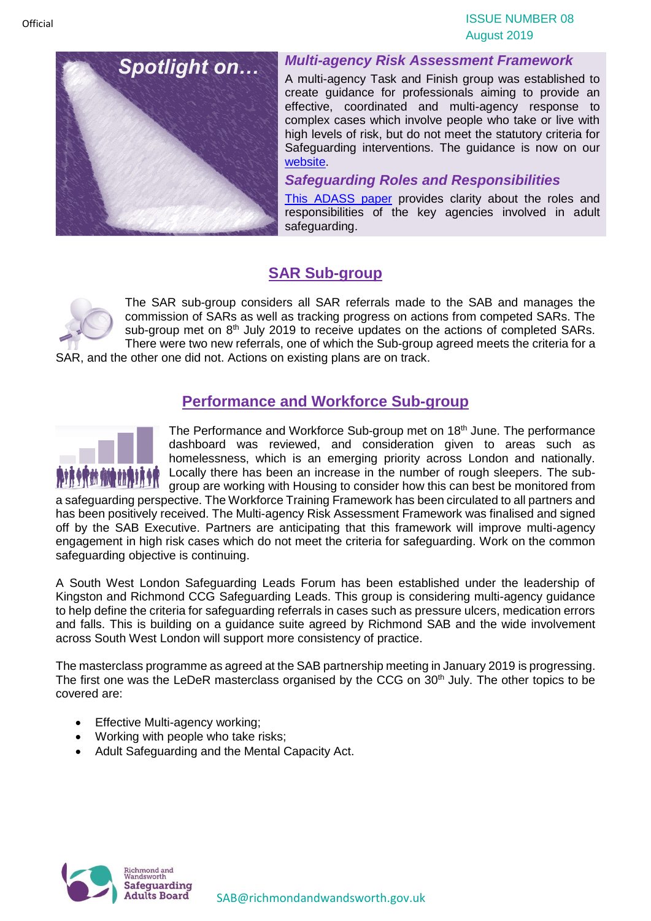## Spotlight on…

### *Multi-agency Risk Assessment Framework*

A multi-agency Task and Finish group was established to create guidance for professionals aiming to provide an effective, coordinated and multi-agency response to complex cases which involve people who take or live with high levels of risk, but do not meet the statutory criteria for Safeguarding interventions. The guidance is now on our website.

### *Safeguarding Roles and Responsibilities*

This ADASS paper provides clarity about the roles and responsibilities of the key agencies involved in adult safeguarding.

## SAR Sub-group

The SAR sub-group considers all SAR referrals made to the SAB and manages the commission of SARs as well as tracking progress on actions from competed SARs. The sub-group met on 8th July 2019 to receive updates on the actions of completed SARs. There were two new referrals, one of which the Sub-group agreed meets the criteria for a SAR, and the other one did not. Actions on existing plans are on track.

## Performance and Workforce Sub-group

The Performance and Workforce Sub-group met on 18th June. The performance dashboard was reviewed, and consideration given to areas such as homelessness, which is an emerging priority across London and nationally. Locally there has been an increase in the number of rough sleepers. The sub-group are working with Housing to consider how this can best be monitored from a safeguarding perspective. The Workforce Training Framework has been circulated to all partners and has been positively received. The Multi-agency Risk Assessment Framework was finalised and signed off by the SAB Executive. Partners are anticipating that this framework will improve multi-agency engagement in high risk cases which do not meet the criteria for safeguarding. Work on the common safeguarding objective is continuing.

A South West London Safeguarding Leads Forum has been established under the leadership of Kingston and Richmond CCG Safeguarding Leads. This group is considering multi-agency guidance to help define the criteria for safeguarding referrals in cases such as pressure ulcers, medication errors and falls. This is building on a guidance suite agreed by Richmond SAB and the wide involvement across South West London will support more consistency of practice.

The masterclass programme as agreed at the SAB partnership meeting in January 2019 is progressing. The first one was the LeDeR masterclass organised by the CCG on 30th July. The other topics to be covered are:

- Effective Multi-agency working;
- Working with people who take risks;
- Adult Safeguarding and the Mental Capacity Act.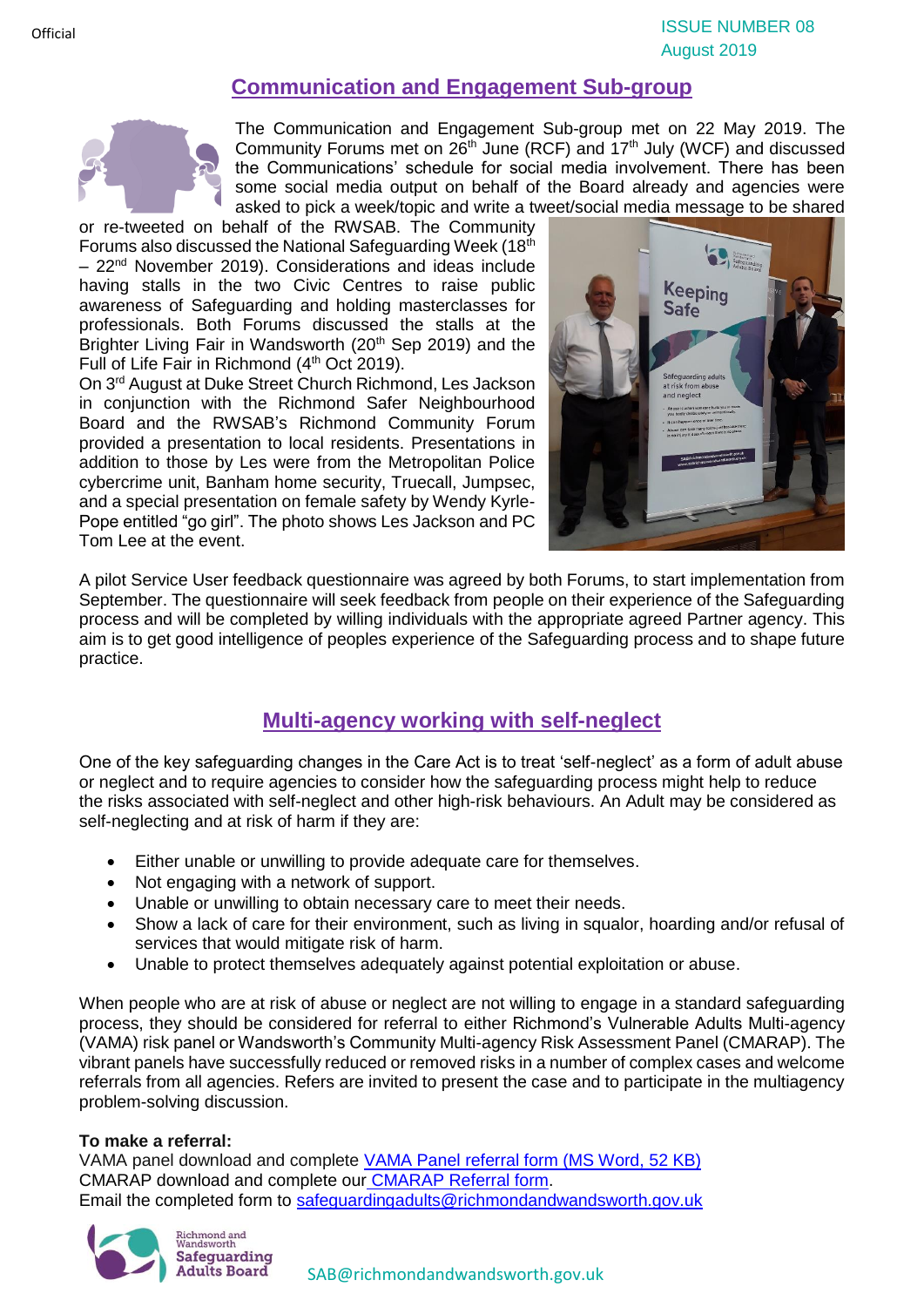## Communication and Engagement Sub-group

The Communication and Engagement Sub-group met on 22 May 2019. The Community Forums met on 26th June (RCF) and 17th July (WCF) and discussed the Communications' schedule for social media involvement. There has been some social media output on behalf of the Board already and agencies were asked to pick a week/topic and write a tweet/social media message to be shared or re-tweeted on behalf of the RWSAB. The Community Forums also discussed the National Safeguarding Week (18th – 22nd November 2019). Considerations and ideas include having stalls in the two Civic Centres to raise public awareness of Safeguarding and holding masterclasses for professionals. Both Forums discussed the stalls at the Brighter Living Fair in Wandsworth (20th Sep 2019) and the Full of Life Fair in Richmond (4th Oct 2019).

On 3rd August at Duke Street Church Richmond, Les Jackson in conjunction with the Richmond Safer Neighbourhood Board and the RWSAB's Richmond Community Forum provided a presentation to local residents. Presentations in addition to those by Les were from the Metropolitan Police cybercrime unit, Banham home security, Truecall, Jumpsec, and a special presentation on female safety by Wendy Kyrle-Pope entitled "go girl". The photo shows Les Jackson and PC Tom Lee at the event.

A pilot Service User feedback questionnaire was agreed by both Forums, to start implementation from September. The questionnaire will seek feedback from people on their experience of the Safeguarding process and will be completed by willing individuals with the appropriate agreed Partner agency. This aim is to get good intelligence of peoples experience of the Safeguarding process and to shape future practice.

## Multi-agency working with self-neglect

One of the key safeguarding changes in the Care Act is to treat 'self-neglect' as a form of adult abuse or neglect and to require agencies to consider how the safeguarding process might help to reduce the risks associated with self-neglect and other high-risk behaviours. An Adult may be considered as self-neglecting and at risk of harm if they are:

- Either unable or unwilling to provide adequate care for themselves.
- Not engaging with a network of support.
- Unable or unwilling to obtain necessary care to meet their needs.
- Show a lack of care for their environment, such as living in squalor, hoarding and/or refusal of services that would mitigate risk of harm.
- Unable to protect themselves adequately against potential exploitation or abuse.

When people who are at risk of abuse or neglect are not willing to engage in a standard safeguarding process, they should be considered for referral to either Richmond's Vulnerable Adults Multi-agency (VAMA) risk panel or Wandsworth's Community Multi-agency Risk Assessment Panel (CMARAP). The vibrant panels have successfully reduced or removed risks in a number of complex cases and welcome referrals from all agencies. Refers are invited to present the case and to participate in the multiagency problem-solving discussion.

**To make a referral:**

VAMA panel download and complete VAMA Panel referral form (MS Word, 52 KB)
CMARAP download and complete our CMARAP Referral form.
Email the completed form to safeguardingadults@richmondandwandsworth.gov.uk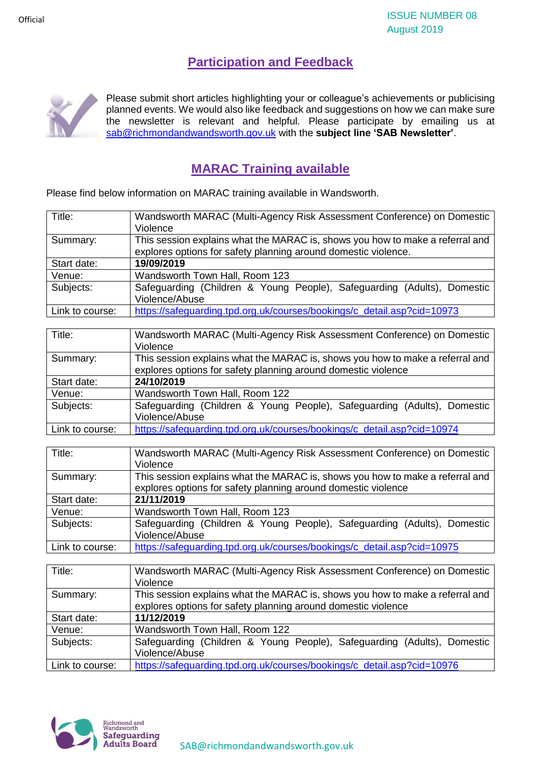## Participation and Feedback

Please submit short articles highlighting your or colleague's achievements or publicising planned events. We would also like feedback and suggestions on how we can make sure the newsletter is relevant and helpful. Please participate by emailing us at sab@richmondandwandsworth.gov.uk with the **subject line 'SAB Newsletter'**.

## MARAC Training available

Please find below information on MARAC training available in Wandsworth.

| | |
|---|---|
| Title: | Wandsworth MARAC (Multi-Agency Risk Assessment Conference) on Domestic Violence |
| Summary: | This session explains what the MARAC is, shows you how to make a referral and explores options for safety planning around domestic violence. |
| Start date: | **19/09/2019** |
| Venue: | Wandsworth Town Hall, Room 123 |
| Subjects: | Safeguarding (Children & Young People), Safeguarding (Adults), Domestic Violence/Abuse |
| Link to course: | https://safeguarding.tpd.org.uk/courses/bookings/c_detail.asp?cid=10973 |

| | |
|---|---|
| Title: | Wandsworth MARAC (Multi-Agency Risk Assessment Conference) on Domestic Violence |
| Summary: | This session explains what the MARAC is, shows you how to make a referral and explores options for safety planning around domestic violence |
| Start date: | **24/10/2019** |
| Venue: | Wandsworth Town Hall, Room 122 |
| Subjects: | Safeguarding (Children & Young People), Safeguarding (Adults), Domestic Violence/Abuse |
| Link to course: | https://safeguarding.tpd.org.uk/courses/bookings/c_detail.asp?cid=10974 |

| | |
|---|---|
| Title: | Wandsworth MARAC (Multi-Agency Risk Assessment Conference) on Domestic Violence |
| Summary: | This session explains what the MARAC is, shows you how to make a referral and explores options for safety planning around domestic violence |
| Start date: | **21/11/2019** |
| Venue: | Wandsworth Town Hall, Room 123 |
| Subjects: | Safeguarding (Children & Young People), Safeguarding (Adults), Domestic Violence/Abuse |
| Link to course: | https://safeguarding.tpd.org.uk/courses/bookings/c_detail.asp?cid=10975 |

| | |
|---|---|
| Title: | Wandsworth MARAC (Multi-Agency Risk Assessment Conference) on Domestic Violence |
| Summary: | This session explains what the MARAC is, shows you how to make a referral and explores options for safety planning around domestic violence |
| Start date: | **11/12/2019** |
| Venue: | Wandsworth Town Hall, Room 122 |
| Subjects: | Safeguarding (Children & Young People), Safeguarding (Adults), Domestic Violence/Abuse |
| Link to course: | https://safeguarding.tpd.org.uk/courses/bookings/c_detail.asp?cid=10976 |